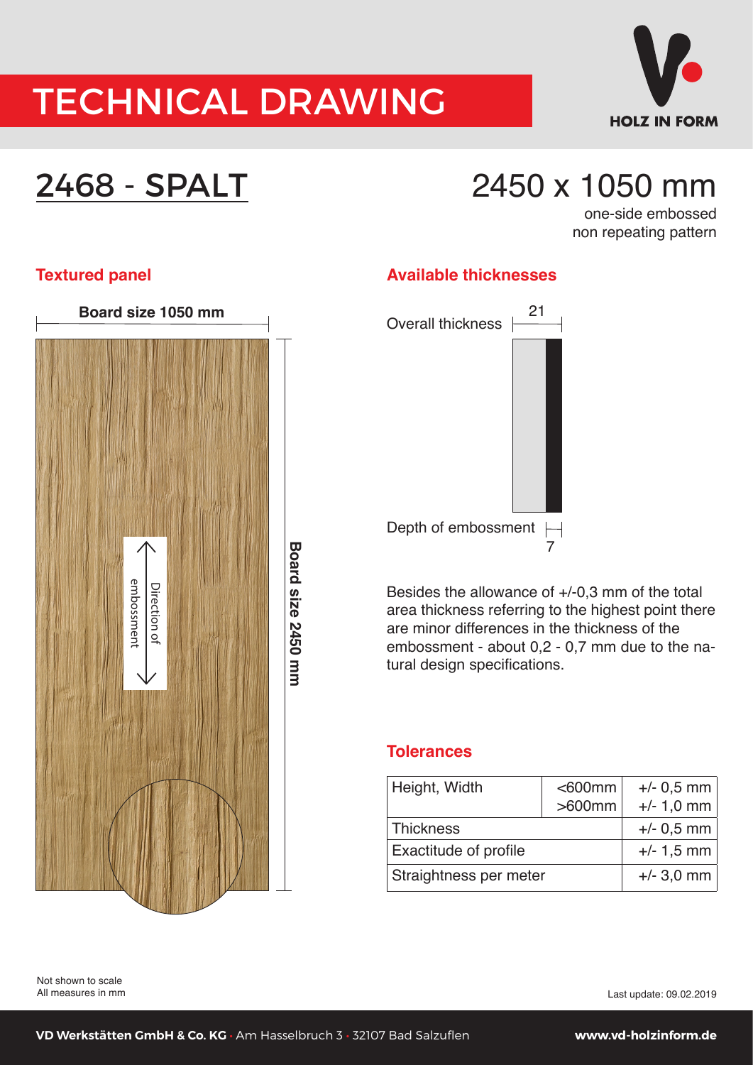# TECHNICAL DRAWING

HOLZ IN FORM

## 2468 - SPALT

## 2450 x 1050 mm

one-side embossed
non repeating pattern

### Textured panel

Board size 1050 mm

Board size 2450 mm

Direction of embossment

### Available thicknesses

Overall thickness 21

Depth of embossment 7

Besides the allowance of +/-0,3 mm of the total area thickness referring to the highest point there are minor differences in the thickness of the embossment - about 0,2 - 0,7 mm due to the natural design specifications.

### Tolerances

| | | |
|---|---|---|
| Height, Width | <600mm<br>>600mm | +/- 0,5 mm<br>+/- 1,0 mm |
| Thickness | | +/- 0,5 mm |
| Exactitude of profile | | +/- 1,5 mm |
| Straightness per meter | | +/- 3,0 mm |

Not shown to scale
All measures in mm

Last update: 09.02.2019

**VD Werkstätten GmbH & Co. KG** • Am Hasselbruch 3 • 32107 Bad Salzuflen **www.vd-holzinform.de**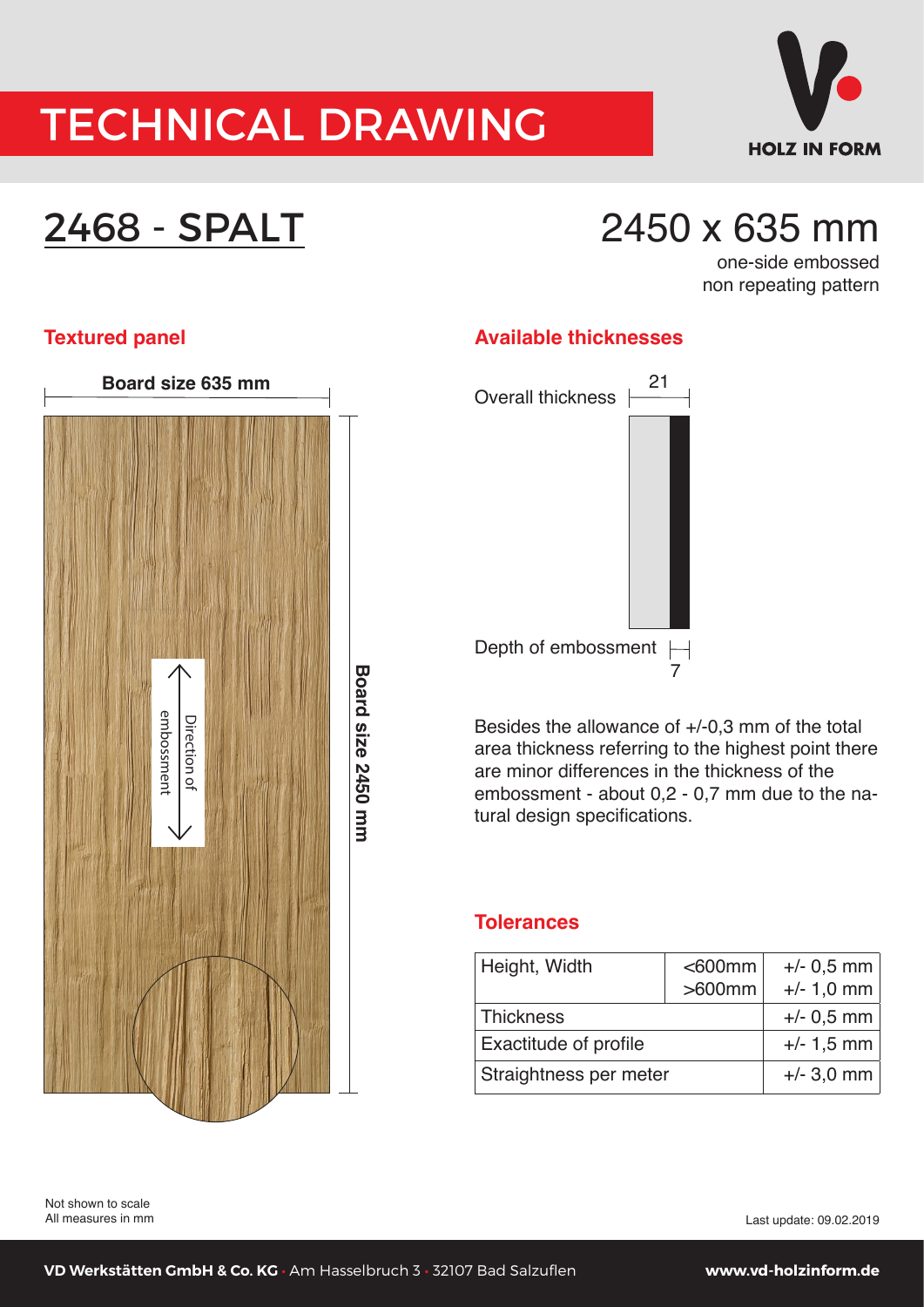# TECHNICAL DRAWING

HOLZ IN FORM

## 2468 - SPALT

## 2450 x 635 mm

one-side embossed
non repeating pattern

### Textured panel

Board size 635 mm

Board size 2450 mm

Direction of embossment

### Available thicknesses

Overall thickness 21

Depth of embossment 7

Besides the allowance of +/-0,3 mm of the total area thickness referring to the highest point there are minor differences in the thickness of the embossment - about 0,2 - 0,7 mm due to the natural design specifications.

### Tolerances

| | | |
|---|---|---|
| Height, Width | <600mm<br>>600mm | +/- 0,5 mm<br>+/- 1,0 mm |
| Thickness | | +/- 0,5 mm |
| Exactitude of profile | | +/- 1,5 mm |
| Straightness per meter | | +/- 3,0 mm |

Not shown to scale
All measures in mm

Last update: 09.02.2019

**VD Werkstätten GmbH & Co. KG** • Am Hasselbruch 3 • 32107 Bad Salzuflen **www.vd-holzinform.de**